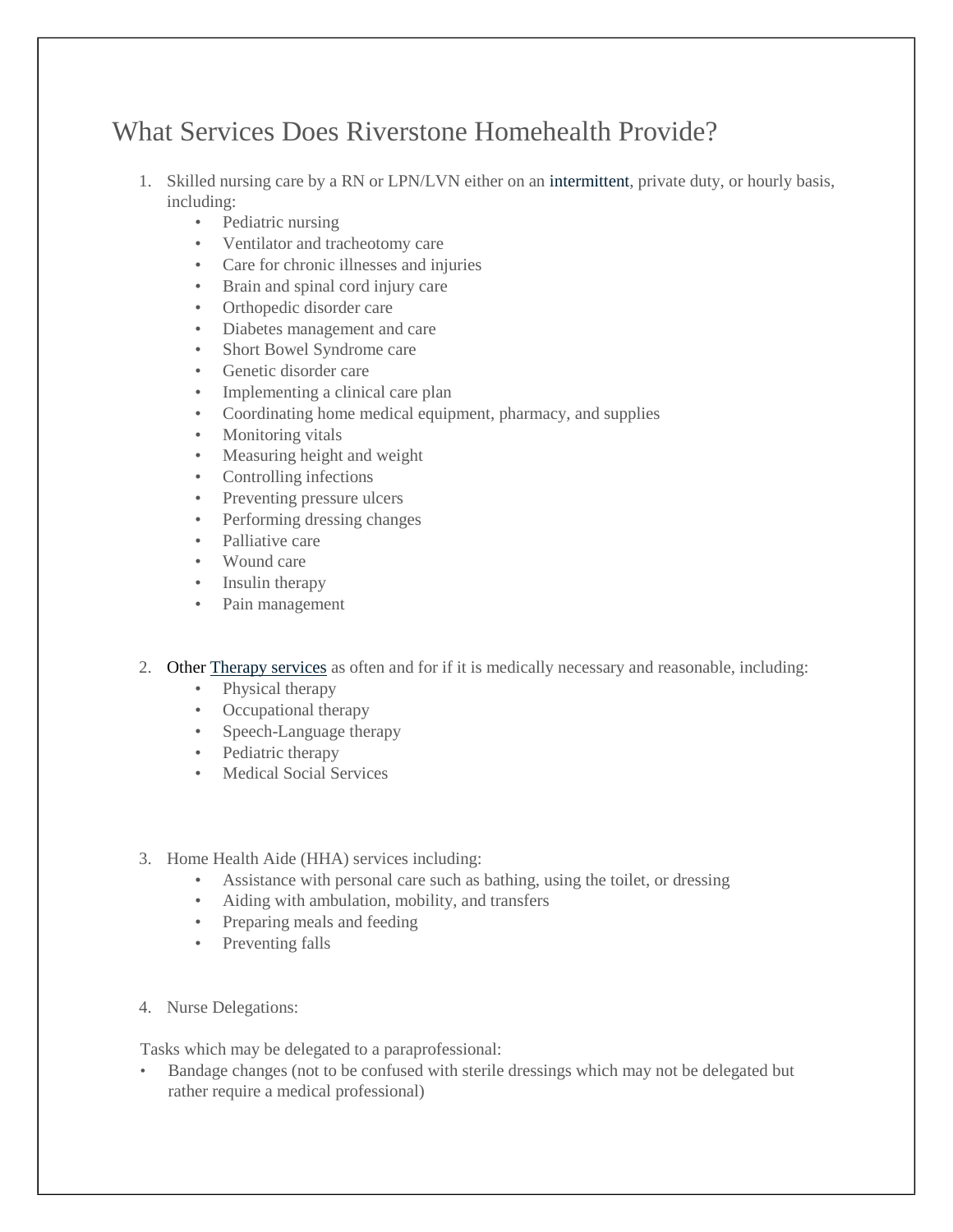# What Services Does Riverstone Homehealth Provide?

1. Skilled nursing care by a RN or LPN/LVN either on an intermittent, private duty, or hourly basis, including:
   - Pediatric nursing
   - Ventilator and tracheotomy care
   - Care for chronic illnesses and injuries
   - Brain and spinal cord injury care
   - Orthopedic disorder care
   - Diabetes management and care
   - Short Bowel Syndrome care
   - Genetic disorder care
   - Implementing a clinical care plan
   - Coordinating home medical equipment, pharmacy, and supplies
   - Monitoring vitals
   - Measuring height and weight
   - Controlling infections
   - Preventing pressure ulcers
   - Performing dressing changes
   - Palliative care
   - Wound care
   - Insulin therapy
   - Pain management

2. Other Therapy services as often and for if it is medically necessary and reasonable, including:
   - Physical therapy
   - Occupational therapy
   - Speech-Language therapy
   - Pediatric therapy
   - Medical Social Services

3. Home Health Aide (HHA) services including:
   - Assistance with personal care such as bathing, using the toilet, or dressing
   - Aiding with ambulation, mobility, and transfers
   - Preparing meals and feeding
   - Preventing falls

4. Nurse Delegations:

Tasks which may be delegated to a paraprofessional:

- Bandage changes (not to be confused with sterile dressings which may not be delegated but rather require a medical professional)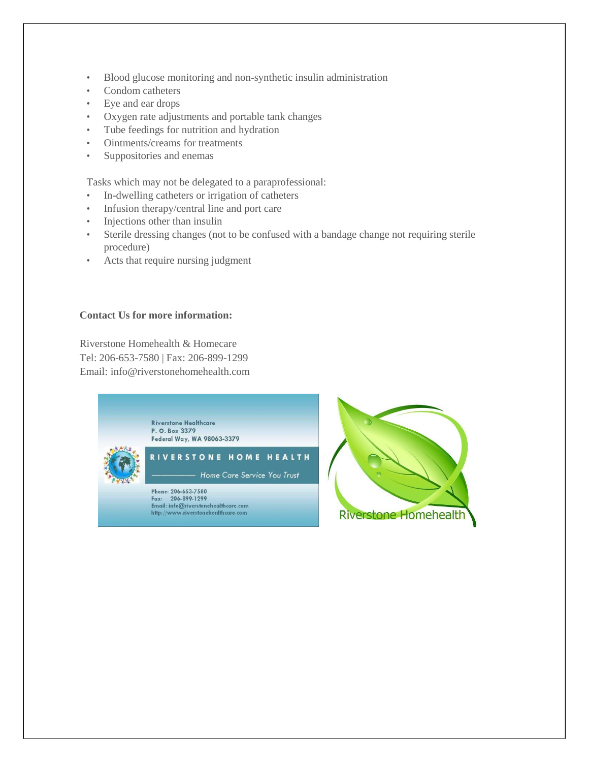- Blood glucose monitoring and non-synthetic insulin administration
- Condom catheters
- Eye and ear drops
- Oxygen rate adjustments and portable tank changes
- Tube feedings for nutrition and hydration
- Ointments/creams for treatments
- Suppositories and enemas

Tasks which may not be delegated to a paraprofessional:

- In-dwelling catheters or irrigation of catheters
- Infusion therapy/central line and port care
- Injections other than insulin
- Sterile dressing changes (not to be confused with a bandage change not requiring sterile procedure)
- Acts that require nursing judgment

**Contact Us for more information:**

Riverstone Homehealth & Homecare
Tel: 206-653-7580 | Fax: 206-899-1299
Email: info@riverstonehomehealth.com

Riverstone Healthcare
P. O. Box 3379
Federal Way, WA 98063-3379

RIVERSTONE HOME HEALTH

Home Care Service You Trust

Phone: 206-653-7580
Fax: 206-899-1299
Email: info@riverstonehealthcare.com
http://www.riverstonehealthcare.com

Riverstone Homehealth